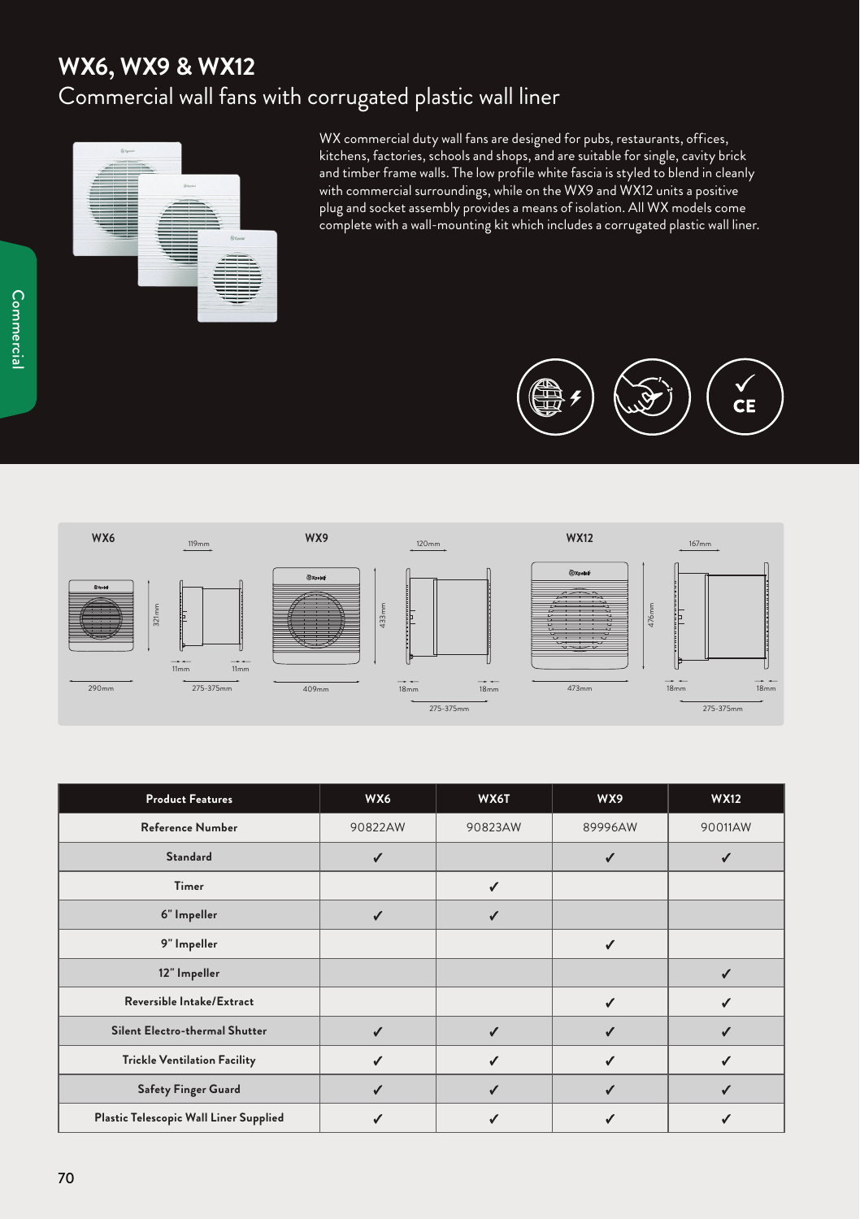# WX6, WX9 & WX12

## Commercial wall fans with corrugated plastic wall liner

WX commercial duty wall fans are designed for pubs, restaurants, offices, kitchens, factories, schools and shops, and are suitable for single, cavity brick and timber frame walls. The low profile white fascia is styled to blend in cleanly with commercial surroundings, while on the WX9 and WX12 units a positive plug and socket assembly provides a means of isolation. All WX models come complete with a wall-mounting kit which includes a corrugated plastic wall liner.

**WX6**: 290mm (width) × 321mm (height); depth 119mm; flanges 11mm / 11mm; wall thickness 275-375mm

**WX9**: 409mm (width) × 433mm (height); depth 120mm; flanges 18mm / 18mm; wall thickness 275-375mm

**WX12**: 473mm (width) × 476mm (height); depth 167mm; flanges 18mm / 18mm; wall thickness 275-375mm

| Product Features | WX6 | WX6T | WX9 | WX12 |
|---|---|---|---|---|
| Reference Number | 90822AW | 90823AW | 89996AW | 90011AW |
| Standard | ✓ | | ✓ | ✓ |
| Timer | | ✓ | | |
| 6" Impeller | ✓ | ✓ | | |
| 9" Impeller | | | ✓ | |
| 12" Impeller | | | | ✓ |
| Reversible Intake/Extract | | | ✓ | ✓ |
| Silent Electro-thermal Shutter | ✓ | ✓ | ✓ | ✓ |
| Trickle Ventilation Facility | ✓ | ✓ | ✓ | ✓ |
| Safety Finger Guard | ✓ | ✓ | ✓ | ✓ |
| Plastic Telescopic Wall Liner Supplied | ✓ | ✓ | ✓ | ✓ |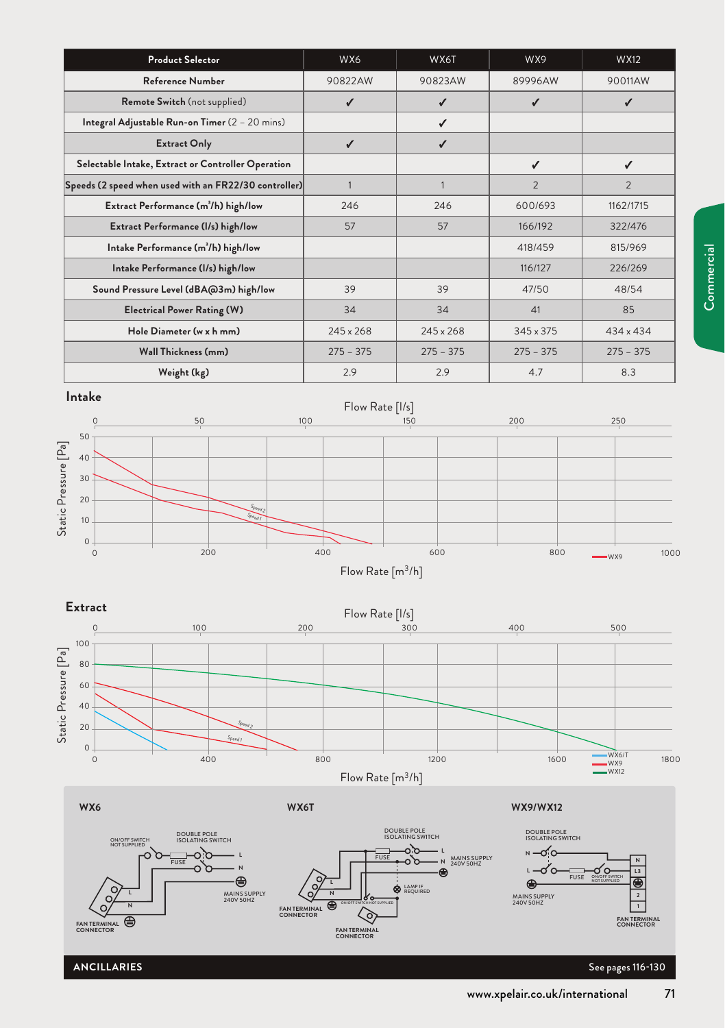| Product Selector | WX6 | WX6T | WX9 | WX12 |
|---|---|---|---|---|
| Reference Number | 90822AW | 90823AW | 89996AW | 90011AW |
| Remote Switch (not supplied) | ✓ | ✓ | ✓ | ✓ |
| Integral Adjustable Run-on Timer (2 – 20 mins) | | ✓ | | |
| Extract Only | ✓ | ✓ | | |
| Selectable Intake, Extract or Controller Operation | | | ✓ | ✓ |
| Speeds (2 speed when used with an FR22/30 controller) | 1 | 1 | 2 | 2 |
| Extract Performance ($m^3$/h) high/low | 246 | 246 | 600/693 | 1162/1715 |
| Extract Performance (l/s) high/low | 57 | 57 | 166/192 | 322/476 |
| Intake Performance ($m^3$/h) high/low | | | 418/459 | 815/969 |
| Intake Performance (l/s) high/low | | | 116/127 | 226/269 |
| Sound Pressure Level (dBA@3m) high/low | 39 | 39 | 47/50 | 48/54 |
| Electrical Power Rating (W) | 34 | 34 | 41 | 85 |
| Hole Diameter (w x h mm) | 245 x 268 | 245 x 268 | 345 x 375 | 434 x 434 |
| Wall Thickness (mm) | 275 – 375 | 275 – 375 | 275 – 375 | 275 – 375 |
| Weight (kg) | 2.9 | 2.9 | 4.7 | 8.3 |

## Intake

Flow Rate [l/s]
0 50 100 150 200 250
Static Pressure [Pa]
50 40 30 20 10 0
Speed 2
Speed 1
0 200 400 600 800 1000
Flow Rate [$m^3$/h]
WX9

## Extract

Flow Rate [l/s]
0 100 200 300 400 500
Static Pressure [Pa]
100 80 60 40 20 0
Speed 2
Speed 1
0 400 800 1200 1600 1800
Flow Rate [$m^3$/h]
WX6/T
WX9
WX12

### WX6

ON/OFF SWITCH NOT SUPPLIED
DOUBLE POLE ISOLATING SWITCH
FUSE
L
N
MAINS SUPPLY 240V 50HZ
FAN TERMINAL CONNECTOR

### WX6T

DOUBLE POLE ISOLATING SWITCH
FUSE
L
N
MAINS SUPPLY 240V 50HZ
LAMP IF REQUIRED
ON/OFF SWITCH NOT SUPPLIED
FAN TERMINAL CONNECTOR

### WX9/WX12

DOUBLE POLE ISOLATING SWITCH
N
L
FUSE
ON/OFF SWITCH NOT SUPPLIED
MAINS SUPPLY 240V 50HZ
N
L3
2
1
FAN TERMINAL CONNECTOR

**ANCILLARIES** See pages 116-130

www.xpelair.co.uk/international

Commercial